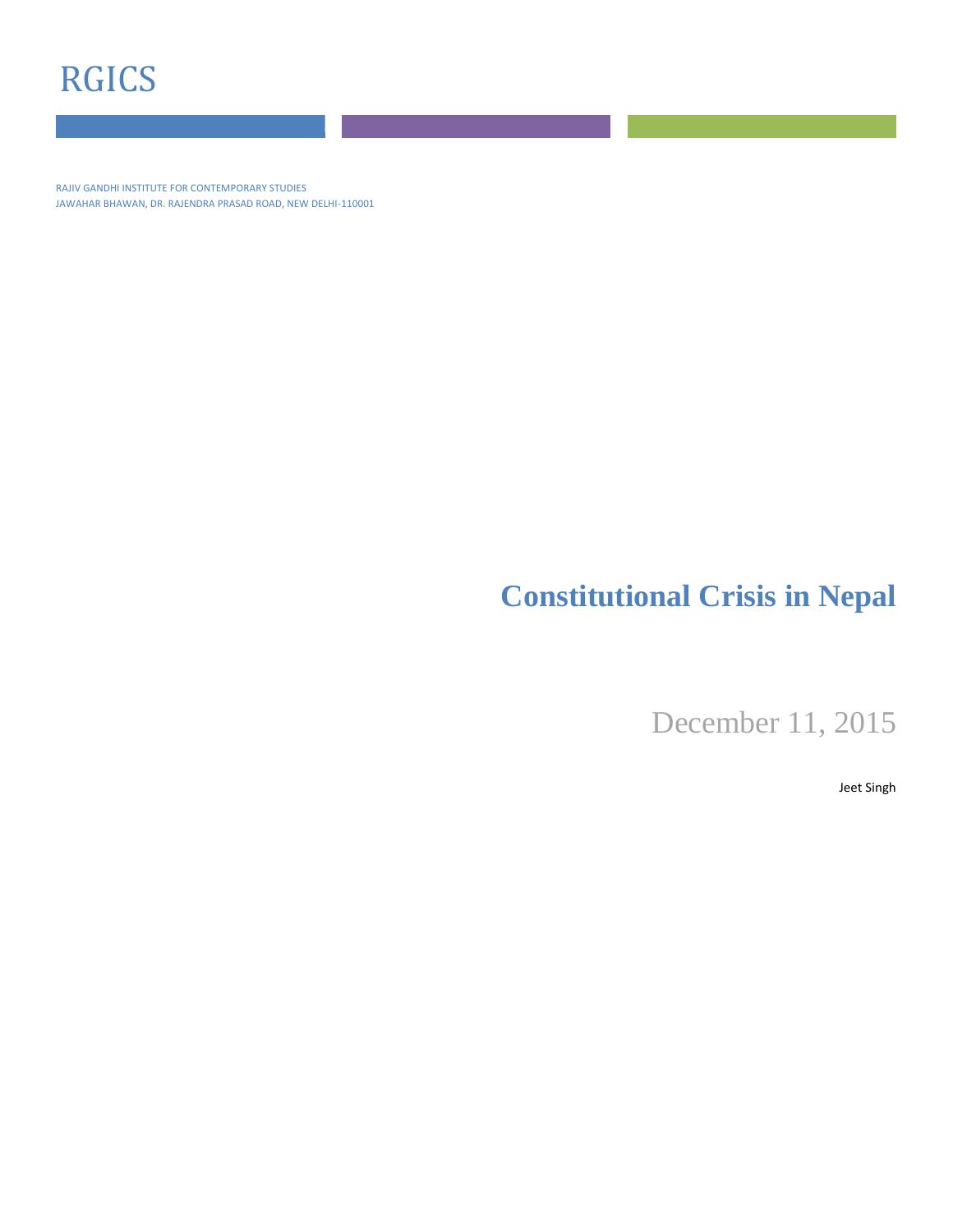RGICS

RAJIV GANDHI INSTITUTE FOR CONTEMPORARY STUDIES
JAWAHAR BHAWAN, DR. RAJENDRA PRASAD ROAD, NEW DELHI-110001

# Constitutional Crisis in Nepal

December 11, 2015

Jeet Singh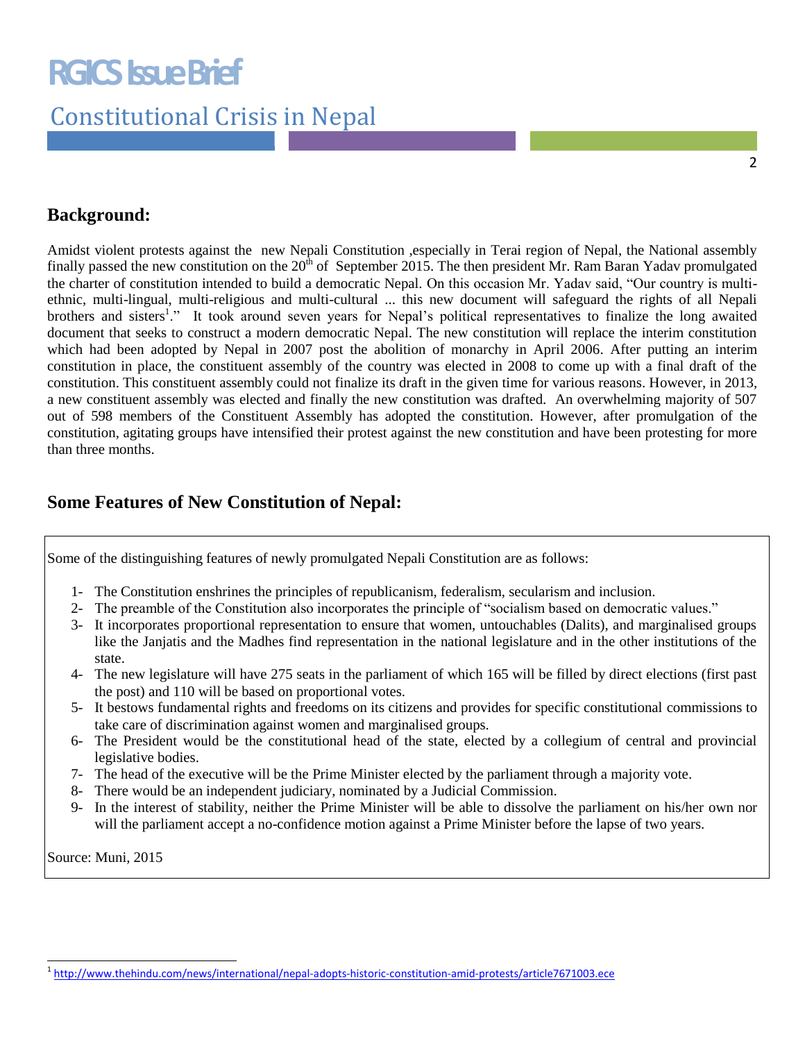## Background:

Amidst violent protests against the new Nepali Constitution ,especially in Terai region of Nepal, the National assembly finally passed the new constitution on the 20th of September 2015. The then president Mr. Ram Baran Yadav promulgated the charter of constitution intended to build a democratic Nepal. On this occasion Mr. Yadav said, "Our country is multi-ethnic, multi-lingual, multi-religious and multi-cultural ... this new document will safeguard the rights of all Nepali brothers and sisters[1]." It took around seven years for Nepal's political representatives to finalize the long awaited document that seeks to construct a modern democratic Nepal. The new constitution will replace the interim constitution which had been adopted by Nepal in 2007 post the abolition of monarchy in April 2006. After putting an interim constitution in place, the constituent assembly of the country was elected in 2008 to come up with a final draft of the constitution. This constituent assembly could not finalize its draft in the given time for various reasons. However, in 2013, a new constituent assembly was elected and finally the new constitution was drafted. An overwhelming majority of 507 out of 598 members of the Constituent Assembly has adopted the constitution. However, after promulgation of the constitution, agitating groups have intensified their protest against the new constitution and have been protesting for more than three months.

## Some Features of New Constitution of Nepal:

Some of the distinguishing features of newly promulgated Nepali Constitution are as follows:

1- The Constitution enshrines the principles of republicanism, federalism, secularism and inclusion.
2- The preamble of the Constitution also incorporates the principle of "socialism based on democratic values."
3- It incorporates proportional representation to ensure that women, untouchables (Dalits), and marginalised groups like the Janjatis and the Madhes find representation in the national legislature and in the other institutions of the state.
4- The new legislature will have 275 seats in the parliament of which 165 will be filled by direct elections (first past the post) and 110 will be based on proportional votes.
5- It bestows fundamental rights and freedoms on its citizens and provides for specific constitutional commissions to take care of discrimination against women and marginalised groups.
6- The President would be the constitutional head of the state, elected by a collegium of central and provincial legislative bodies.
7- The head of the executive will be the Prime Minister elected by the parliament through a majority vote.
8- There would be an independent judiciary, nominated by a Judicial Commission.
9- In the interest of stability, neither the Prime Minister will be able to dissolve the parliament on his/her own nor will the parliament accept a no-confidence motion against a Prime Minister before the lapse of two years.

Source: Muni, 2015

---

[1] http://www.thehindu.com/news/international/nepal-adopts-historic-constitution-amid-protests/article7671003.ece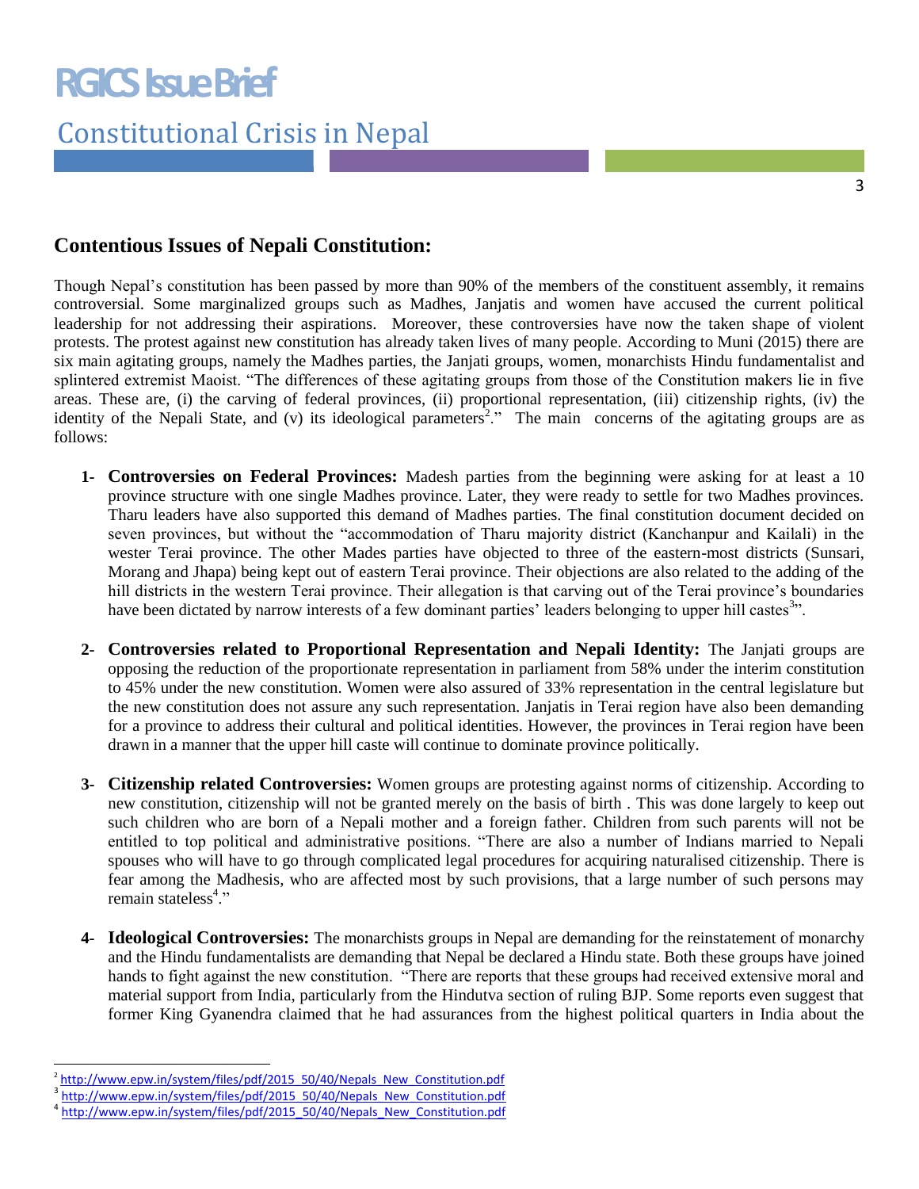## Contentious Issues of Nepali Constitution:

Though Nepal's constitution has been passed by more than 90% of the members of the constituent assembly, it remains controversial. Some marginalized groups such as Madhes, Janjatis and women have accused the current political leadership for not addressing their aspirations. Moreover, these controversies have now the taken shape of violent protests. The protest against new constitution has already taken lives of many people. According to Muni (2015) there are six main agitating groups, namely the Madhes parties, the Janjati groups, women, monarchists Hindu fundamentalist and splintered extremist Maoist. "The differences of these agitating groups from those of the Constitution makers lie in five areas. These are, (i) the carving of federal provinces, (ii) proportional representation, (iii) citizenship rights, (iv) the identity of the Nepali State, and (v) its ideological parameters[2]." The main concerns of the agitating groups are as follows:

1- **Controversies on Federal Provinces:** Madesh parties from the beginning were asking for at least a 10 province structure with one single Madhes province. Later, they were ready to settle for two Madhes provinces. Tharu leaders have also supported this demand of Madhes parties. The final constitution document decided on seven provinces, but without the "accommodation of Tharu majority district (Kanchanpur and Kailali) in the wester Terai province. The other Mades parties have objected to three of the eastern-most districts (Sunsari, Morang and Jhapa) being kept out of eastern Terai province. Their objections are also related to the adding of the hill districts in the western Terai province. Their allegation is that carving out of the Terai province's boundaries have been dictated by narrow interests of a few dominant parties' leaders belonging to upper hill castes[3]".

2- **Controversies related to Proportional Representation and Nepali Identity:** The Janjati groups are opposing the reduction of the proportionate representation in parliament from 58% under the interim constitution to 45% under the new constitution. Women were also assured of 33% representation in the central legislature but the new constitution does not assure any such representation. Janjatis in Terai region have also been demanding for a province to address their cultural and political identities. However, the provinces in Terai region have been drawn in a manner that the upper hill caste will continue to dominate province politically.

3- **Citizenship related Controversies:** Women groups are protesting against norms of citizenship. According to new constitution, citizenship will not be granted merely on the basis of birth . This was done largely to keep out such children who are born of a Nepali mother and a foreign father. Children from such parents will not be entitled to top political and administrative positions. "There are also a number of Indians married to Nepali spouses who will have to go through complicated legal procedures for acquiring naturalised citizenship. There is fear among the Madhesis, who are affected most by such provisions, that a large number of such persons may remain stateless[4]."

4- **Ideological Controversies:** The monarchists groups in Nepal are demanding for the reinstatement of monarchy and the Hindu fundamentalists are demanding that Nepal be declared a Hindu state. Both these groups have joined hands to fight against the new constitution. "There are reports that these groups had received extensive moral and material support from India, particularly from the Hindutva section of ruling BJP. Some reports even suggest that former King Gyanendra claimed that he had assurances from the highest political quarters in India about the

---

[2] http://www.epw.in/system/files/pdf/2015_50/40/Nepals_New_Constitution.pdf

[3] http://www.epw.in/system/files/pdf/2015_50/40/Nepals_New_Constitution.pdf

[4] http://www.epw.in/system/files/pdf/2015_50/40/Nepals_New_Constitution.pdf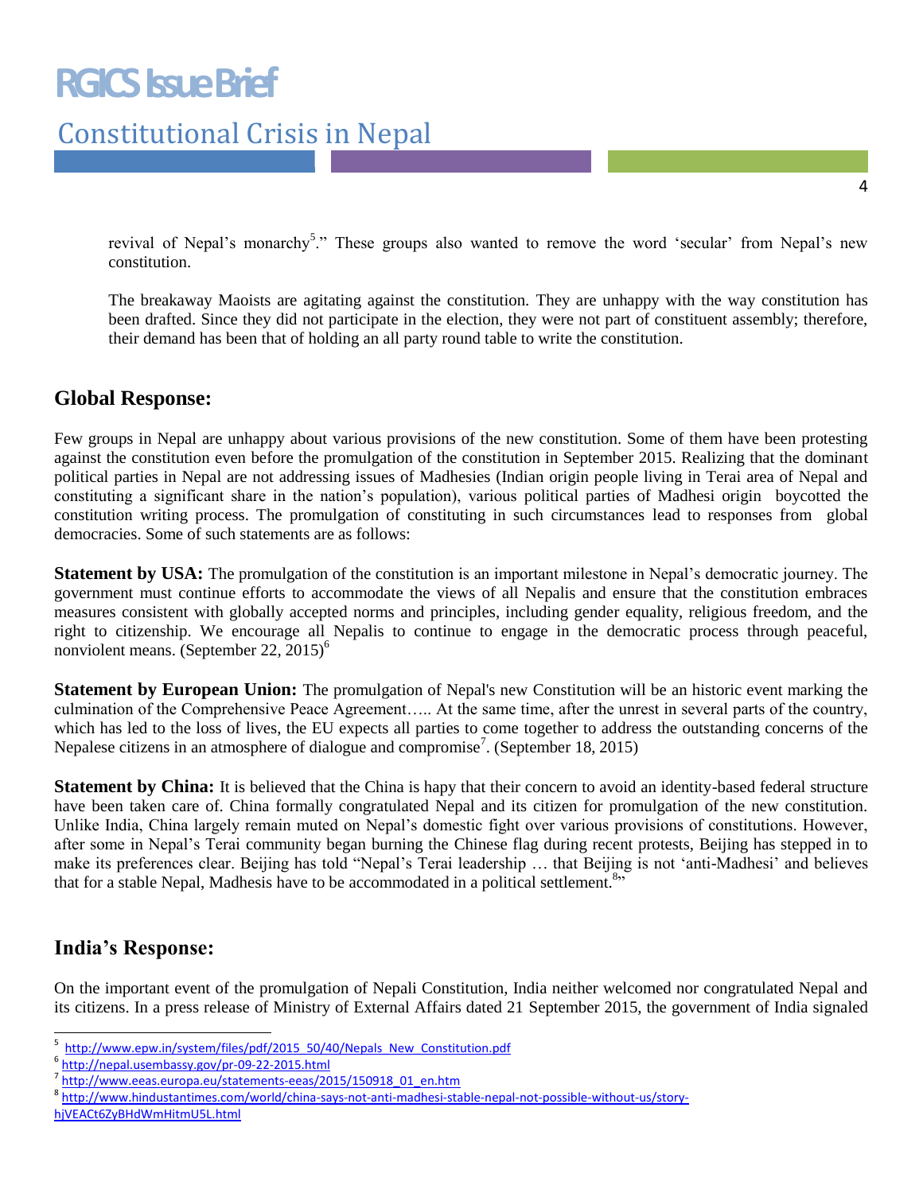revival of Nepal's monarchy[5]." These groups also wanted to remove the word 'secular' from Nepal's new constitution.

The breakaway Maoists are agitating against the constitution. They are unhappy with the way constitution has been drafted. Since they did not participate in the election, they were not part of constituent assembly; therefore, their demand has been that of holding an all party round table to write the constitution.

## Global Response:

Few groups in Nepal are unhappy about various provisions of the new constitution. Some of them have been protesting against the constitution even before the promulgation of the constitution in September 2015. Realizing that the dominant political parties in Nepal are not addressing issues of Madhesies (Indian origin people living in Terai area of Nepal and constituting a significant share in the nation's population), various political parties of Madhesi origin boycotted the constitution writing process. The promulgation of constituting in such circumstances lead to responses from global democracies. Some of such statements are as follows:

**Statement by USA:** The promulgation of the constitution is an important milestone in Nepal's democratic journey. The government must continue efforts to accommodate the views of all Nepalis and ensure that the constitution embraces measures consistent with globally accepted norms and principles, including gender equality, religious freedom, and the right to citizenship. We encourage all Nepalis to continue to engage in the democratic process through peaceful, nonviolent means. (September 22, 2015)[6]

**Statement by European Union:** The promulgation of Nepal's new Constitution will be an historic event marking the culmination of the Comprehensive Peace Agreement….. At the same time, after the unrest in several parts of the country, which has led to the loss of lives, the EU expects all parties to come together to address the outstanding concerns of the Nepalese citizens in an atmosphere of dialogue and compromise[7]. (September 18, 2015)

**Statement by China:** It is believed that the China is hapy that their concern to avoid an identity-based federal structure have been taken care of. China formally congratulated Nepal and its citizen for promulgation of the new constitution. Unlike India, China largely remain muted on Nepal's domestic fight over various provisions of constitutions. However, after some in Nepal's Terai community began burning the Chinese flag during recent protests, Beijing has stepped in to make its preferences clear. Beijing has told "Nepal's Terai leadership … that Beijing is not 'anti-Madhesi' and believes that for a stable Nepal, Madhesis have to be accommodated in a political settlement.[8]"

## India's Response:

On the important event of the promulgation of Nepali Constitution, India neither welcomed nor congratulated Nepal and its citizens. In a press release of Ministry of External Affairs dated 21 September 2015, the government of India signaled

---

[5] http://www.epw.in/system/files/pdf/2015_50/40/Nepals_New_Constitution.pdf

[6] http://nepal.usembassy.gov/pr-09-22-2015.html

[7] http://www.eeas.europa.eu/statements-eeas/2015/150918_01_en.htm

[8] http://www.hindustantimes.com/world/china-says-not-anti-madhesi-stable-nepal-not-possible-without-us/story-hjVEACt6ZyBHdWmHitmU5L.html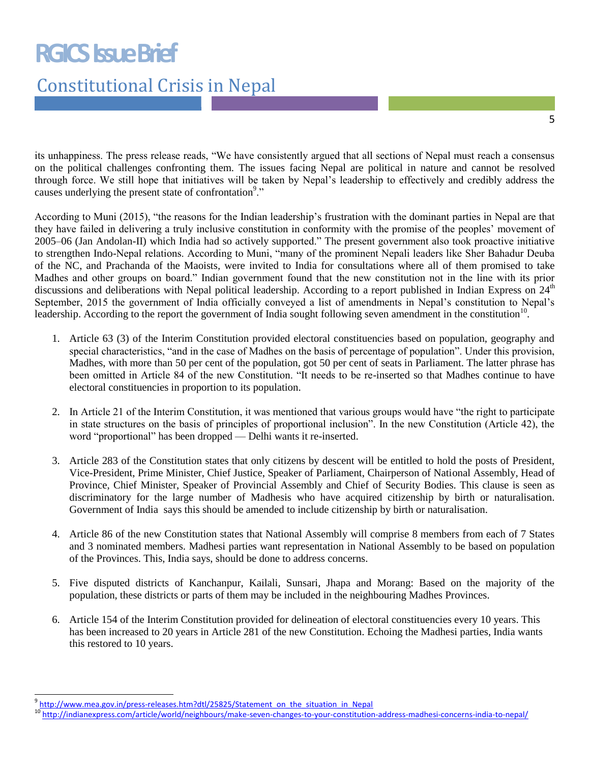its unhappiness. The press release reads, "We have consistently argued that all sections of Nepal must reach a consensus on the political challenges confronting them. The issues facing Nepal are political in nature and cannot be resolved through force. We still hope that initiatives will be taken by Nepal's leadership to effectively and credibly address the causes underlying the present state of confrontation[9]."

According to Muni (2015), "the reasons for the Indian leadership's frustration with the dominant parties in Nepal are that they have failed in delivering a truly inclusive constitution in conformity with the promise of the peoples' movement of 2005–06 (Jan Andolan-II) which India had so actively supported." The present government also took proactive initiative to strengthen Indo-Nepal relations. According to Muni, "many of the prominent Nepali leaders like Sher Bahadur Deuba of the NC, and Prachanda of the Maoists, were invited to India for consultations where all of them promised to take Madhes and other groups on board." Indian government found that the new constitution not in the line with its prior discussions and deliberations with Nepal political leadership. According to a report published in Indian Express on 24th September, 2015 the government of India officially conveyed a list of amendments in Nepal's constitution to Nepal's leadership. According to the report the government of India sought following seven amendment in the constitution[10].

1. Article 63 (3) of the Interim Constitution provided electoral constituencies based on population, geography and special characteristics, "and in the case of Madhes on the basis of percentage of population". Under this provision, Madhes, with more than 50 per cent of the population, got 50 per cent of seats in Parliament. The latter phrase has been omitted in Article 84 of the new Constitution. "It needs to be re-inserted so that Madhes continue to have electoral constituencies in proportion to its population.

2. In Article 21 of the Interim Constitution, it was mentioned that various groups would have "the right to participate in state structures on the basis of principles of proportional inclusion". In the new Constitution (Article 42), the word "proportional" has been dropped — Delhi wants it re-inserted.

3. Article 283 of the Constitution states that only citizens by descent will be entitled to hold the posts of President, Vice-President, Prime Minister, Chief Justice, Speaker of Parliament, Chairperson of National Assembly, Head of Province, Chief Minister, Speaker of Provincial Assembly and Chief of Security Bodies. This clause is seen as discriminatory for the large number of Madhesis who have acquired citizenship by birth or naturalisation. Government of India says this should be amended to include citizenship by birth or naturalisation.

4. Article 86 of the new Constitution states that National Assembly will comprise 8 members from each of 7 States and 3 nominated members. Madhesi parties want representation in National Assembly to be based on population of the Provinces. This, India says, should be done to address concerns.

5. Five disputed districts of Kanchanpur, Kailali, Sunsari, Jhapa and Morang: Based on the majority of the population, these districts or parts of them may be included in the neighbouring Madhes Provinces.

6. Article 154 of the Interim Constitution provided for delineation of electoral constituencies every 10 years. This has been increased to 20 years in Article 281 of the new Constitution. Echoing the Madhesi parties, India wants this restored to 10 years.

---

[9] http://www.mea.gov.in/press-releases.htm?dtl/25825/Statement_on_the_situation_in_Nepal

[10] http://indianexpress.com/article/world/neighbours/make-seven-changes-to-your-constitution-address-madhesi-concerns-india-to-nepal/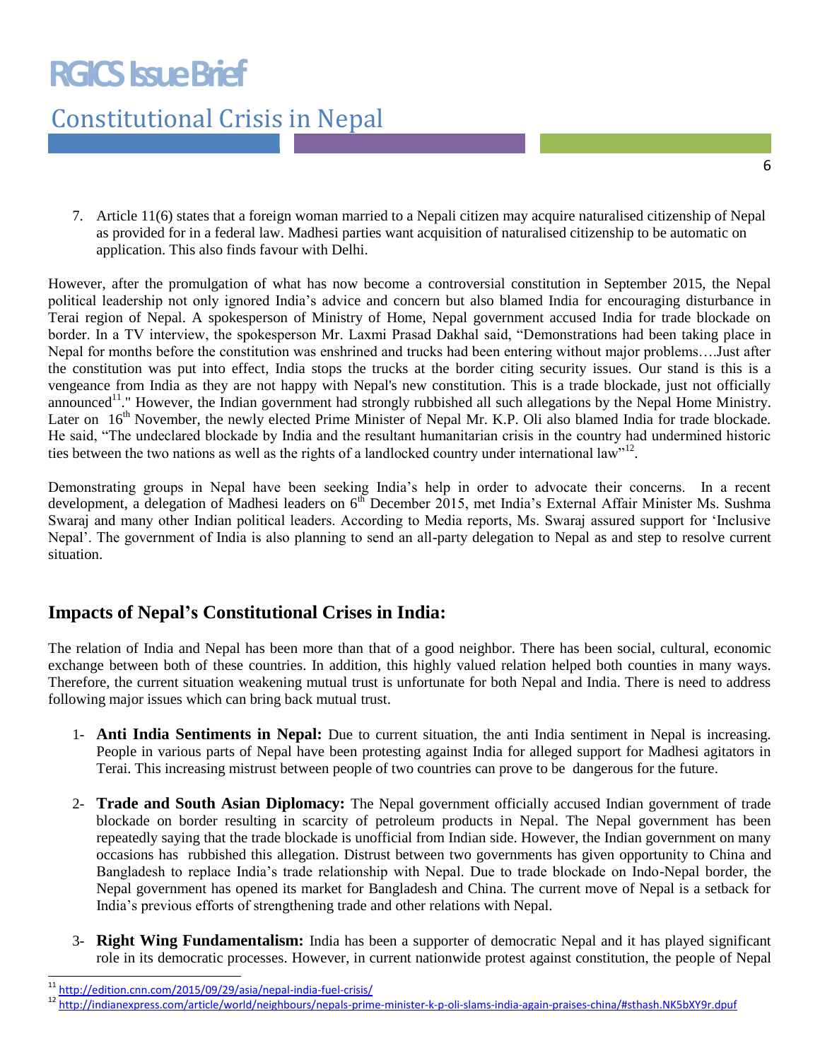7. Article 11(6) states that a foreign woman married to a Nepali citizen may acquire naturalised citizenship of Nepal as provided for in a federal law. Madhesi parties want acquisition of naturalised citizenship to be automatic on application. This also finds favour with Delhi.

However, after the promulgation of what has now become a controversial constitution in September 2015, the Nepal political leadership not only ignored India's advice and concern but also blamed India for encouraging disturbance in Terai region of Nepal. A spokesperson of Ministry of Home, Nepal government accused India for trade blockade on border. In a TV interview, the spokesperson Mr. Laxmi Prasad Dakhal said, "Demonstrations had been taking place in Nepal for months before the constitution was enshrined and trucks had been entering without major problems….Just after the constitution was put into effect, India stops the trucks at the border citing security issues. Our stand is this is a vengeance from India as they are not happy with Nepal's new constitution. This is a trade blockade, just not officially announced[11]." However, the Indian government had strongly rubbished all such allegations by the Nepal Home Ministry. Later on 16th November, the newly elected Prime Minister of Nepal Mr. K.P. Oli also blamed India for trade blockade. He said, "The undeclared blockade by India and the resultant humanitarian crisis in the country had undermined historic ties between the two nations as well as the rights of a landlocked country under international law"[12].

Demonstrating groups in Nepal have been seeking India's help in order to advocate their concerns. In a recent development, a delegation of Madhesi leaders on 6th December 2015, met India's External Affair Minister Ms. Sushma Swaraj and many other Indian political leaders. According to Media reports, Ms. Swaraj assured support for 'Inclusive Nepal'. The government of India is also planning to send an all-party delegation to Nepal as and step to resolve current situation.

## Impacts of Nepal's Constitutional Crises in India:

The relation of India and Nepal has been more than that of a good neighbor. There has been social, cultural, economic exchange between both of these countries. In addition, this highly valued relation helped both counties in many ways. Therefore, the current situation weakening mutual trust is unfortunate for both Nepal and India. There is need to address following major issues which can bring back mutual trust.

1- **Anti India Sentiments in Nepal:** Due to current situation, the anti India sentiment in Nepal is increasing. People in various parts of Nepal have been protesting against India for alleged support for Madhesi agitators in Terai. This increasing mistrust between people of two countries can prove to be dangerous for the future.

2- **Trade and South Asian Diplomacy:** The Nepal government officially accused Indian government of trade blockade on border resulting in scarcity of petroleum products in Nepal. The Nepal government has been repeatedly saying that the trade blockade is unofficial from Indian side. However, the Indian government on many occasions has rubbished this allegation. Distrust between two governments has given opportunity to China and Bangladesh to replace India's trade relationship with Nepal. Due to trade blockade on Indo-Nepal border, the Nepal government has opened its market for Bangladesh and China. The current move of Nepal is a setback for India's previous efforts of strengthening trade and other relations with Nepal.

3- **Right Wing Fundamentalism:** India has been a supporter of democratic Nepal and it has played significant role in its democratic processes. However, in current nationwide protest against constitution, the people of Nepal

---

[11] http://edition.cnn.com/2015/09/29/asia/nepal-india-fuel-crisis/

[12] http://indianexpress.com/article/world/neighbours/nepals-prime-minister-k-p-oli-slams-india-again-praises-china/#sthash.NK5bXY9r.dpuf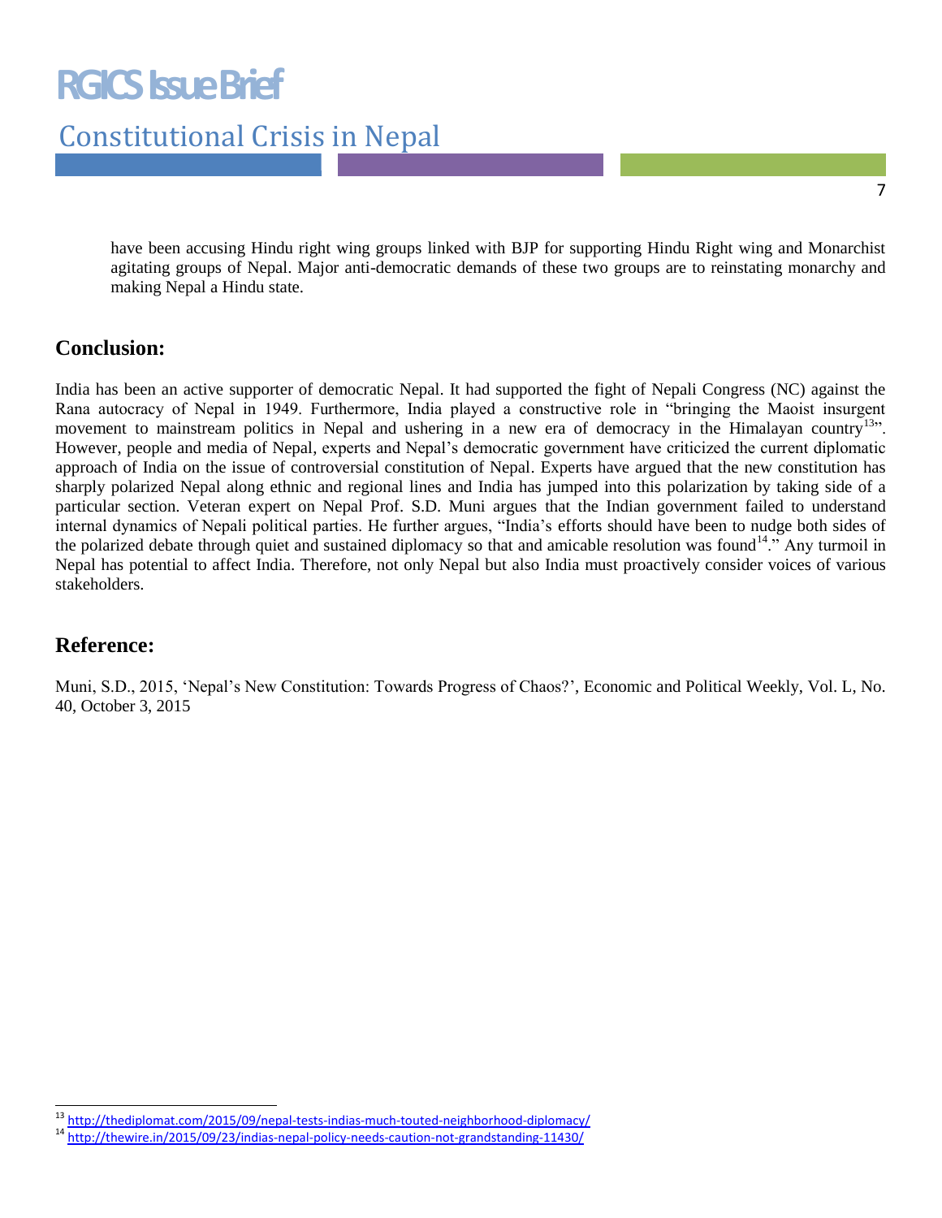have been accusing Hindu right wing groups linked with BJP for supporting Hindu Right wing and Monarchist agitating groups of Nepal. Major anti-democratic demands of these two groups are to reinstating monarchy and making Nepal a Hindu state.

## Conclusion:

India has been an active supporter of democratic Nepal. It had supported the fight of Nepali Congress (NC) against the Rana autocracy of Nepal in 1949. Furthermore, India played a constructive role in "bringing the Maoist insurgent movement to mainstream politics in Nepal and ushering in a new era of democracy in the Himalayan country[13]". However, people and media of Nepal, experts and Nepal's democratic government have criticized the current diplomatic approach of India on the issue of controversial constitution of Nepal. Experts have argued that the new constitution has sharply polarized Nepal along ethnic and regional lines and India has jumped into this polarization by taking side of a particular section. Veteran expert on Nepal Prof. S.D. Muni argues that the Indian government failed to understand internal dynamics of Nepali political parties. He further argues, "India's efforts should have been to nudge both sides of the polarized debate through quiet and sustained diplomacy so that and amicable resolution was found[14]." Any turmoil in Nepal has potential to affect India. Therefore, not only Nepal but also India must proactively consider voices of various stakeholders.

## Reference:

Muni, S.D., 2015, 'Nepal's New Constitution: Towards Progress of Chaos?', Economic and Political Weekly, Vol. L, No. 40, October 3, 2015

---

[13] http://thediplomat.com/2015/09/nepal-tests-indias-much-touted-neighborhood-diplomacy/

[14] http://thewire.in/2015/09/23/indias-nepal-policy-needs-caution-not-grandstanding-11430/